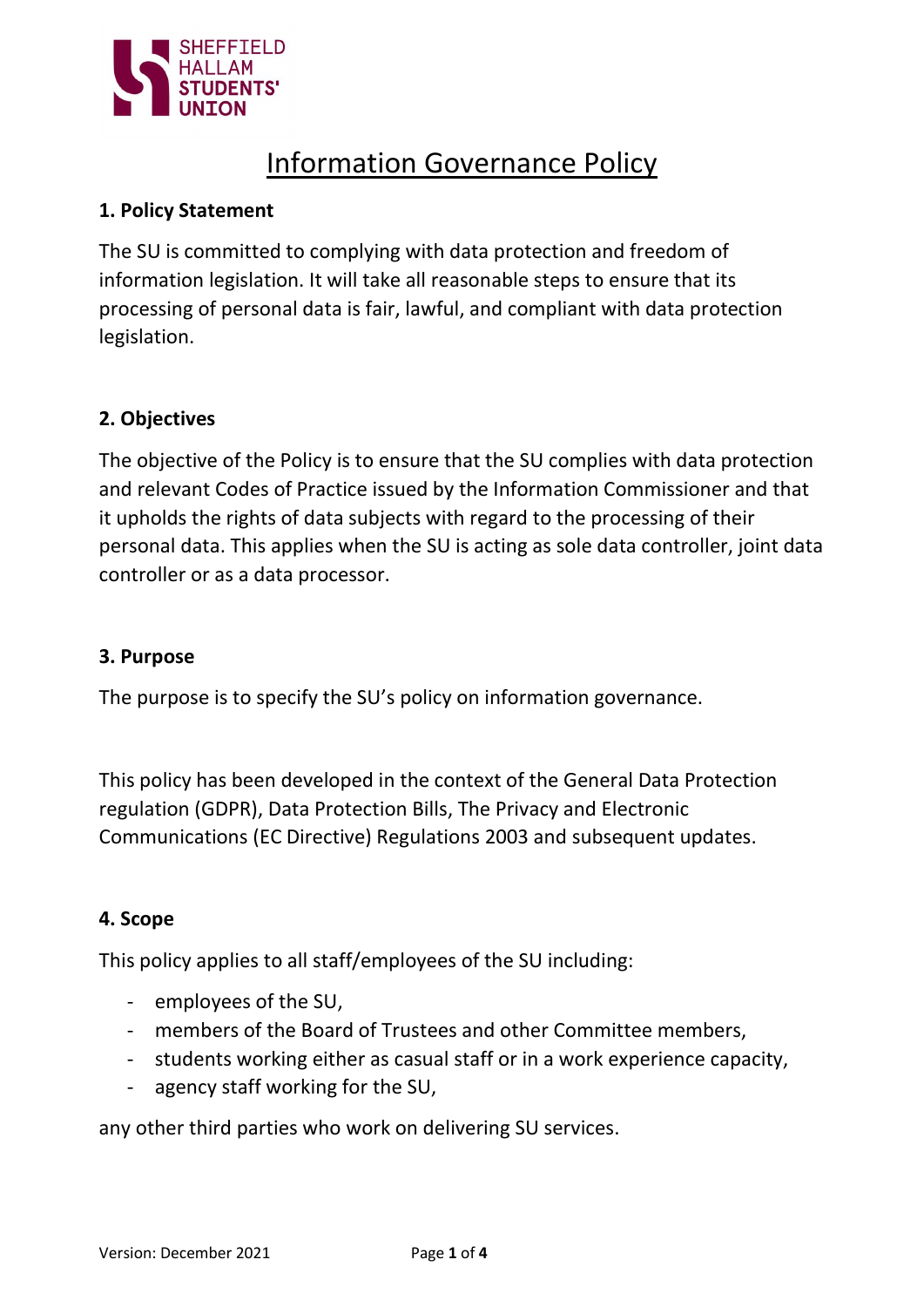# Information Governance Policy

## 1. Policy Statement

The SU is committed to complying with data protection and freedom of information legislation. It will take all reasonable steps to ensure that its processing of personal data is fair, lawful, and compliant with data protection legislation.

## 2. Objectives

The objective of the Policy is to ensure that the SU complies with data protection and relevant Codes of Practice issued by the Information Commissioner and that it upholds the rights of data subjects with regard to the processing of their personal data. This applies when the SU is acting as sole data controller, joint data controller or as a data processor.

## 3. Purpose

The purpose is to specify the SU's policy on information governance.

This policy has been developed in the context of the General Data Protection regulation (GDPR), Data Protection Bills, The Privacy and Electronic Communications (EC Directive) Regulations 2003 and subsequent updates.

## 4. Scope

This policy applies to all staff/employees of the SU including:

- employees of the SU,
- members of the Board of Trustees and other Committee members,
- students working either as casual staff or in a work experience capacity,
- agency staff working for the SU,

any other third parties who work on delivering SU services.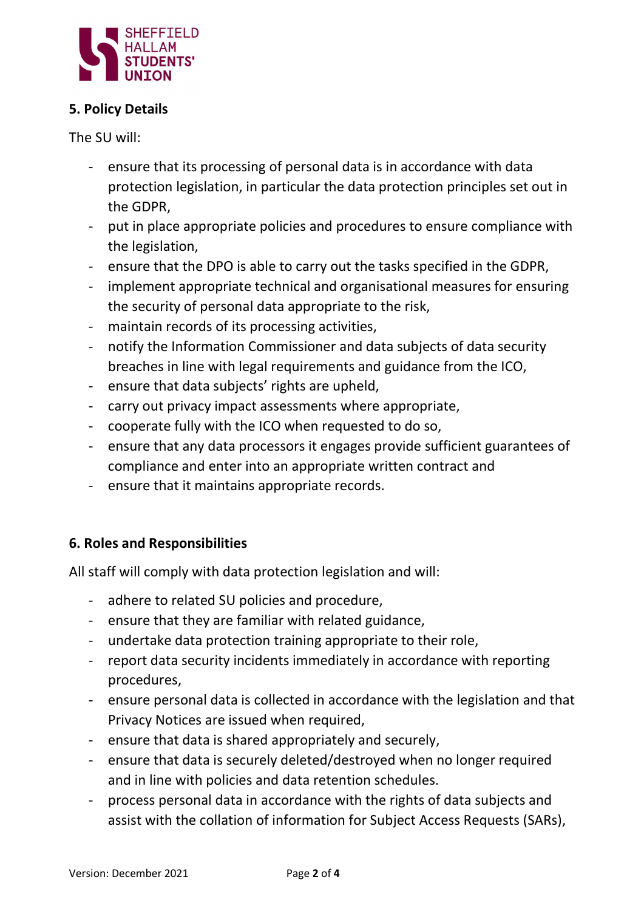## 5. Policy Details

The SU will:

- ensure that its processing of personal data is in accordance with data protection legislation, in particular the data protection principles set out in the GDPR,
- put in place appropriate policies and procedures to ensure compliance with the legislation,
- ensure that the DPO is able to carry out the tasks specified in the GDPR,
- implement appropriate technical and organisational measures for ensuring the security of personal data appropriate to the risk,
- maintain records of its processing activities,
- notify the Information Commissioner and data subjects of data security breaches in line with legal requirements and guidance from the ICO,
- ensure that data subjects' rights are upheld,
- carry out privacy impact assessments where appropriate,
- cooperate fully with the ICO when requested to do so,
- ensure that any data processors it engages provide sufficient guarantees of compliance and enter into an appropriate written contract and
- ensure that it maintains appropriate records.

## 6. Roles and Responsibilities

All staff will comply with data protection legislation and will:

- adhere to related SU policies and procedure,
- ensure that they are familiar with related guidance,
- undertake data protection training appropriate to their role,
- report data security incidents immediately in accordance with reporting procedures,
- ensure personal data is collected in accordance with the legislation and that Privacy Notices are issued when required,
- ensure that data is shared appropriately and securely,
- ensure that data is securely deleted/destroyed when no longer required and in line with policies and data retention schedules.
- process personal data in accordance with the rights of data subjects and assist with the collation of information for Subject Access Requests (SARs),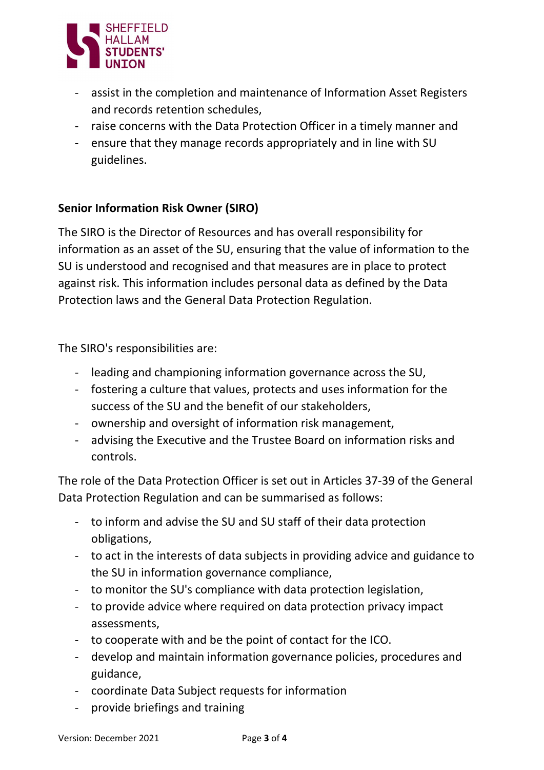- assist in the completion and maintenance of Information Asset Registers and records retention schedules,
- raise concerns with the Data Protection Officer in a timely manner and
- ensure that they manage records appropriately and in line with SU guidelines.

**Senior Information Risk Owner (SIRO)**

The SIRO is the Director of Resources and has overall responsibility for information as an asset of the SU, ensuring that the value of information to the SU is understood and recognised and that measures are in place to protect against risk. This information includes personal data as defined by the Data Protection laws and the General Data Protection Regulation.

The SIRO's responsibilities are:

- leading and championing information governance across the SU,
- fostering a culture that values, protects and uses information for the success of the SU and the benefit of our stakeholders,
- ownership and oversight of information risk management,
- advising the Executive and the Trustee Board on information risks and controls.

The role of the Data Protection Officer is set out in Articles 37-39 of the General Data Protection Regulation and can be summarised as follows:

- to inform and advise the SU and SU staff of their data protection obligations,
- to act in the interests of data subjects in providing advice and guidance to the SU in information governance compliance,
- to monitor the SU's compliance with data protection legislation,
- to provide advice where required on data protection privacy impact assessments,
- to cooperate with and be the point of contact for the ICO.
- develop and maintain information governance policies, procedures and guidance,
- coordinate Data Subject requests for information
- provide briefings and training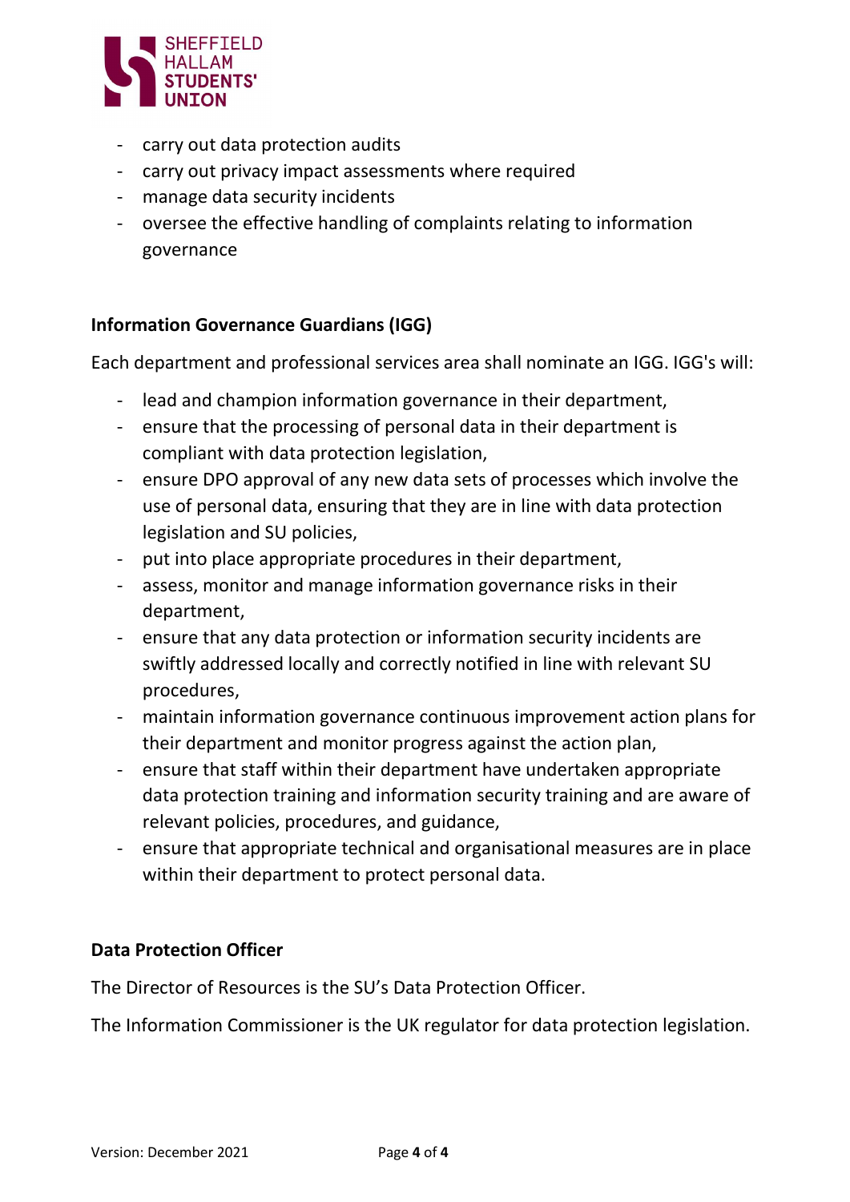- carry out data protection audits
- carry out privacy impact assessments where required
- manage data security incidents
- oversee the effective handling of complaints relating to information governance

### Information Governance Guardians (IGG)

Each department and professional services area shall nominate an IGG. IGG's will:

- lead and champion information governance in their department,
- ensure that the processing of personal data in their department is compliant with data protection legislation,
- ensure DPO approval of any new data sets of processes which involve the use of personal data, ensuring that they are in line with data protection legislation and SU policies,
- put into place appropriate procedures in their department,
- assess, monitor and manage information governance risks in their department,
- ensure that any data protection or information security incidents are swiftly addressed locally and correctly notified in line with relevant SU procedures,
- maintain information governance continuous improvement action plans for their department and monitor progress against the action plan,
- ensure that staff within their department have undertaken appropriate data protection training and information security training and are aware of relevant policies, procedures, and guidance,
- ensure that appropriate technical and organisational measures are in place within their department to protect personal data.

### Data Protection Officer

The Director of Resources is the SU's Data Protection Officer.

The Information Commissioner is the UK regulator for data protection legislation.

Version: December 2021